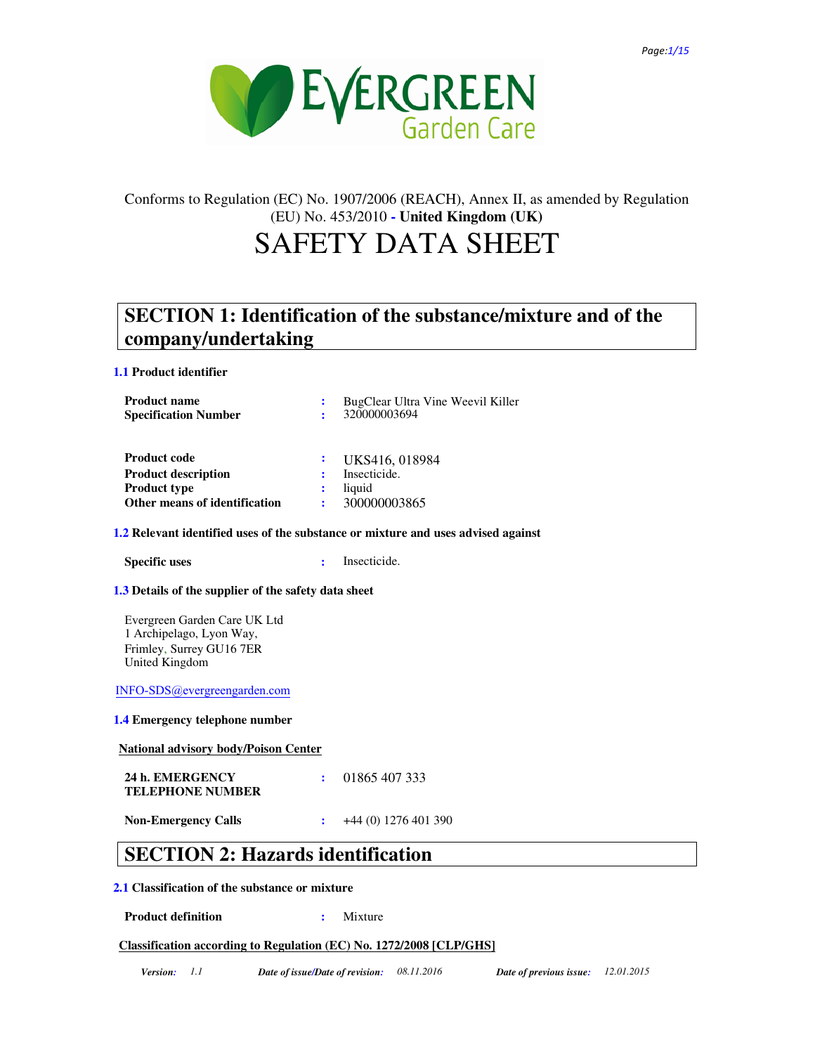Conforms to Regulation (EC) No. 1907/2006 (REACH), Annex II, as amended by Regulation (EU) No. 453/2010 - **United Kingdom (UK)**

# SAFETY DATA SHEET

## SECTION 1: Identification of the substance/mixture and of the company/undertaking

### 1.1 Product identifier

| | | |
|---|---|---|
| **Product name** | : | BugClear Ultra Vine Weevil Killer |
| **Specification Number** | : | 320000003694 |
| **Product code** | : | UKS416, 018984 |
| **Product description** | : | Insecticide. |
| **Product type** | : | liquid |
| **Other means of identification** | : | 300000003865 |

### 1.2 Relevant identified uses of the substance or mixture and uses advised against

| | | |
|---|---|---|
| **Specific uses** | : | Insecticide. |

### 1.3 Details of the supplier of the safety data sheet

Evergreen Garden Care UK Ltd
1 Archipelago, Lyon Way,
Frimley, Surrey GU16 7ER
United Kingdom

INFO-SDS@evergreengarden.com

### 1.4 Emergency telephone number

**National advisory body/Poison Center**

| | | |
|---|---|---|
| **24 h. EMERGENCY TELEPHONE NUMBER** | : | 01865 407 333 |
| **Non-Emergency Calls** | : | +44 (0) 1276 401 390 |

## SECTION 2: Hazards identification

### 2.1 Classification of the substance or mixture

| | | |
|---|---|---|
| **Product definition** | : | Mixture |

**Classification according to Regulation (EC) No. 1272/2008 [CLP/GHS]**

*Version: 1.1 Date of issue/Date of revision: 08.11.2016 Date of previous issue: 12.01.2015*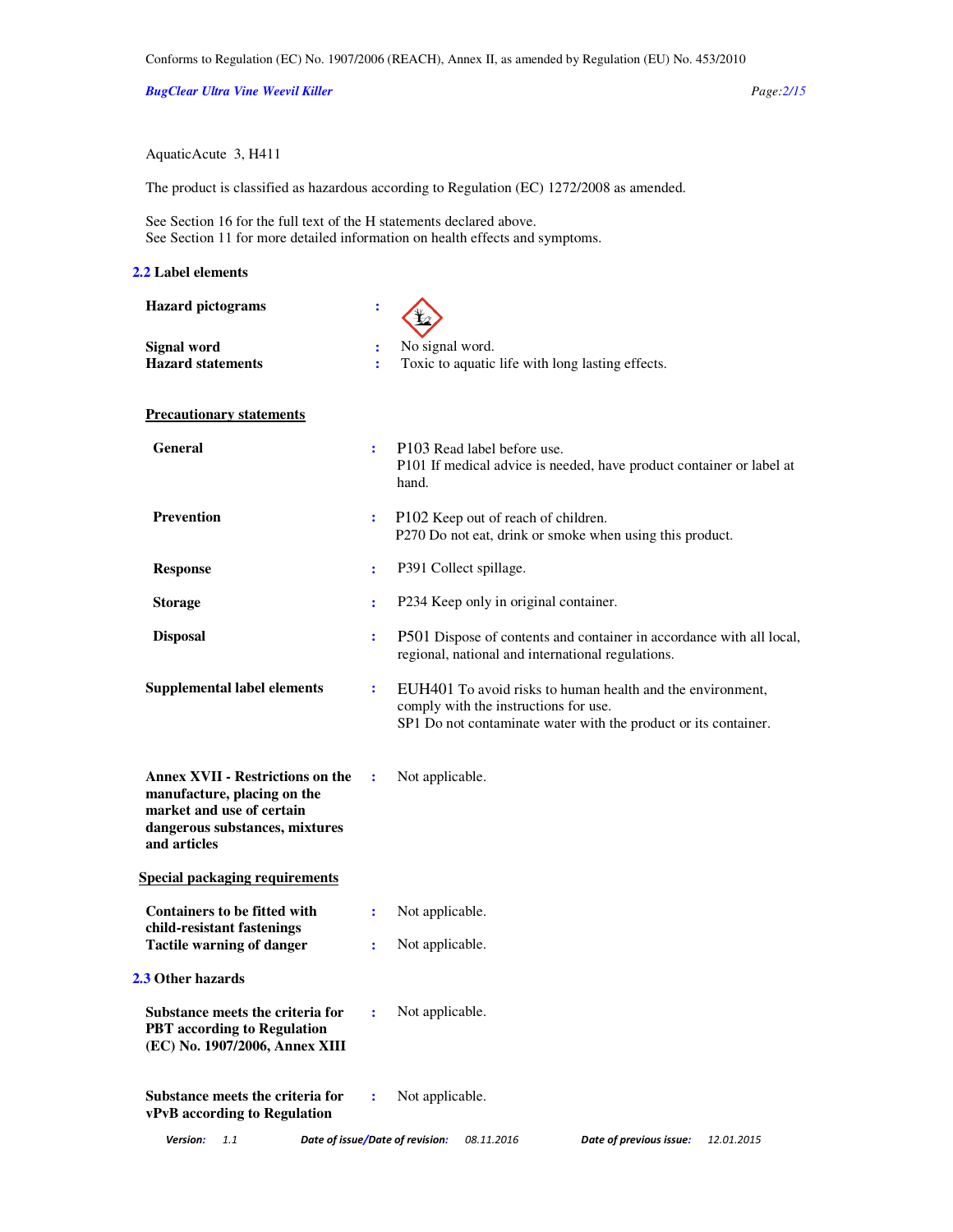AquaticAcute 3, H411

The product is classified as hazardous according to Regulation (EC) 1272/2008 as amended.

See Section 16 for the full text of the H statements declared above.
See Section 11 for more detailed information on health effects and symptoms.

## 2.2 Label elements

**Hazard pictograms** :

**Signal word** : No signal word.
**Hazard statements** : Toxic to aquatic life with long lasting effects.

**Precautionary statements**

**General** : P103 Read label before use.
P101 If medical advice is needed, have product container or label at hand.

**Prevention** : P102 Keep out of reach of children.
P270 Do not eat, drink or smoke when using this product.

**Response** : P391 Collect spillage.

**Storage** : P234 Keep only in original container.

**Disposal** : P501 Dispose of contents and container in accordance with all local, regional, national and international regulations.

**Supplemental label elements** : EUH401 To avoid risks to human health and the environment, comply with the instructions for use.
SP1 Do not contaminate water with the product or its container.

**Annex XVII - Restrictions on the manufacture, placing on the market and use of certain dangerous substances, mixtures and articles** : Not applicable.

**Special packaging requirements**

**Containers to be fitted with child-resistant fastenings** : Not applicable.
**Tactile warning of danger** : Not applicable.

## 2.3 Other hazards

**Substance meets the criteria for PBT according to Regulation (EC) No. 1907/2006, Annex XIII** : Not applicable.

**Substance meets the criteria for vPvB according to Regulation** : Not applicable.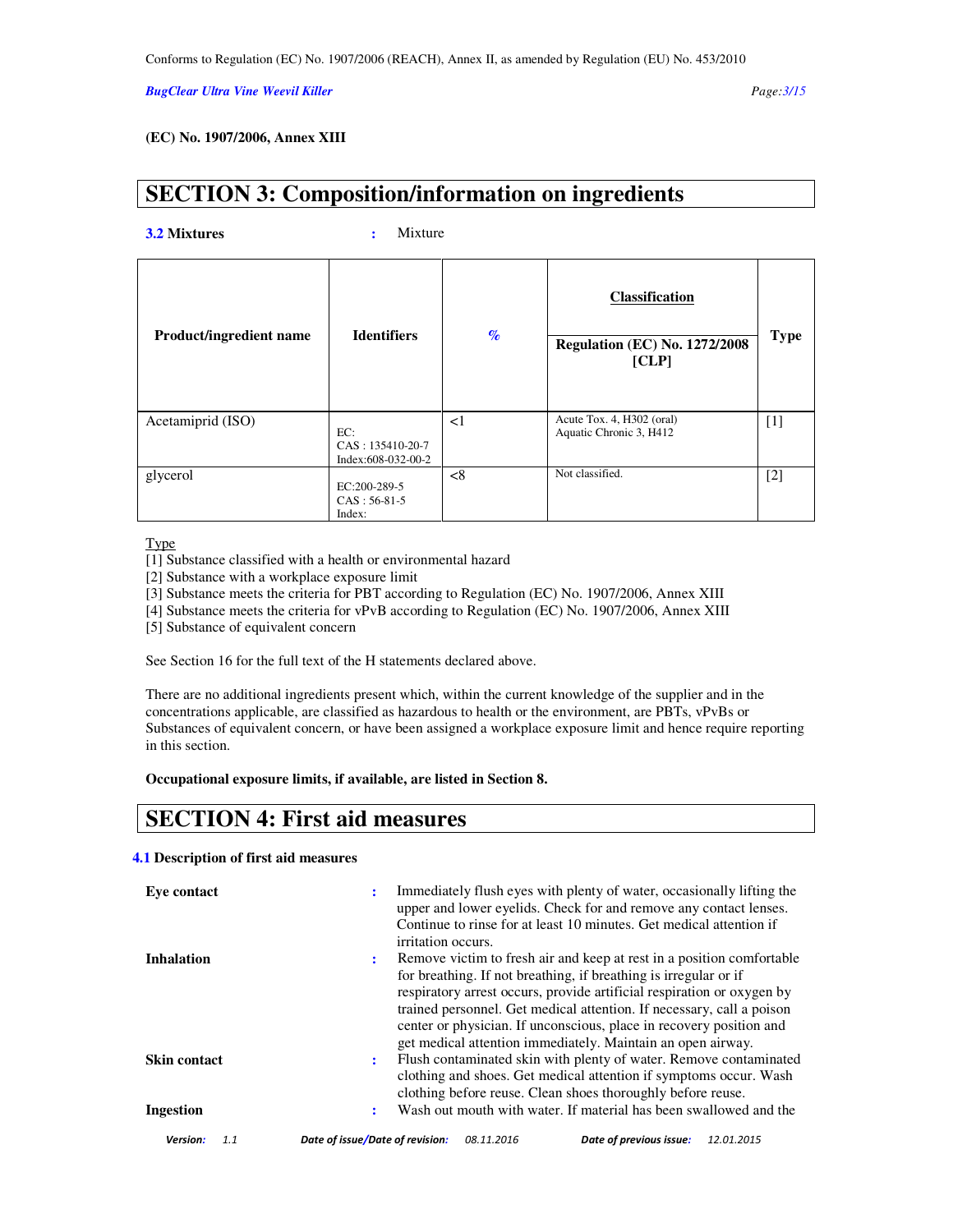(EC) No. 1907/2006, Annex XIII

## SECTION 3: Composition/information on ingredients

**3.2 Mixtures** : Mixture

| Product/ingredient name | Identifiers | % | Classification Regulation (EC) No. 1272/2008 [CLP] | Type |
|---|---|---|---|---|
| Acetamiprid (ISO) | EC: CAS : 135410-20-7 Index:608-032-00-2 | <1 | Acute Tox. 4, H302 (oral) Aquatic Chronic 3, H412 | [1] |
| glycerol | EC:200-289-5 CAS : 56-81-5 Index: | <8 | Not classified. | [2] |

Type

[1] Substance classified with a health or environmental hazard

[2] Substance with a workplace exposure limit

[3] Substance meets the criteria for PBT according to Regulation (EC) No. 1907/2006, Annex XIII

[4] Substance meets the criteria for vPvB according to Regulation (EC) No. 1907/2006, Annex XIII

[5] Substance of equivalent concern

See Section 16 for the full text of the H statements declared above.

There are no additional ingredients present which, within the current knowledge of the supplier and in the concentrations applicable, are classified as hazardous to health or the environment, are PBTs, vPvBs or Substances of equivalent concern, or have been assigned a workplace exposure limit and hence require reporting in this section.

**Occupational exposure limits, if available, are listed in Section 8.**

## SECTION 4: First aid measures

### 4.1 Description of first aid measures

**Eye contact** : Immediately flush eyes with plenty of water, occasionally lifting the upper and lower eyelids. Check for and remove any contact lenses. Continue to rinse for at least 10 minutes. Get medical attention if irritation occurs.

**Inhalation** : Remove victim to fresh air and keep at rest in a position comfortable for breathing. If not breathing, if breathing is irregular or if respiratory arrest occurs, provide artificial respiration or oxygen by trained personnel. Get medical attention. If necessary, call a poison center or physician. If unconscious, place in recovery position and get medical attention immediately. Maintain an open airway.

**Skin contact** : Flush contaminated skin with plenty of water. Remove contaminated clothing and shoes. Get medical attention if symptoms occur. Wash clothing before reuse. Clean shoes thoroughly before reuse.

**Ingestion** : Wash out mouth with water. If material has been swallowed and the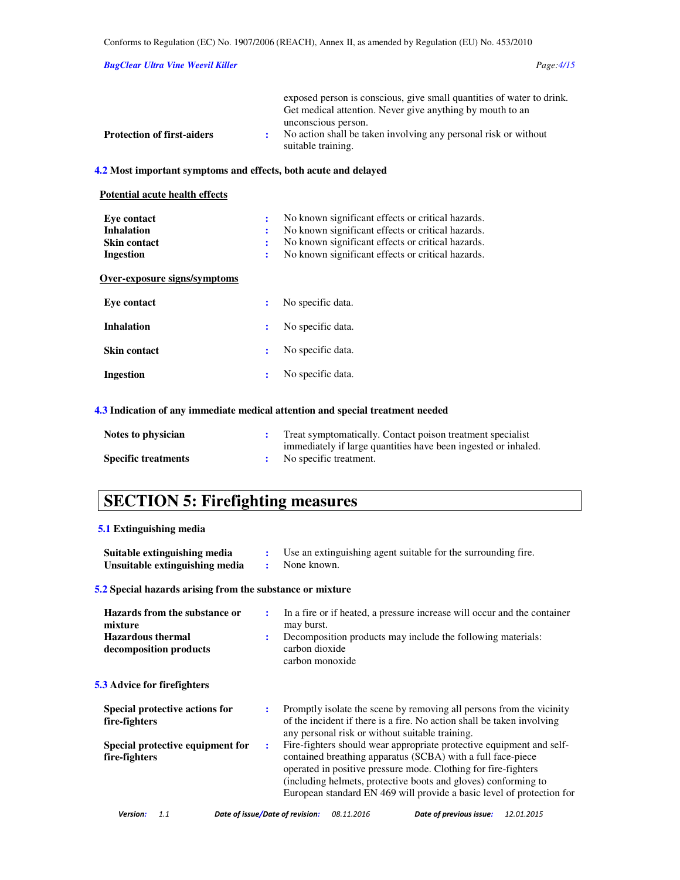exposed person is conscious, give small quantities of water to drink. Get medical attention. Never give anything by mouth to an unconscious person.

**Protection of first-aiders** : No action shall be taken involving any personal risk or without suitable training.

### 4.2 Most important symptoms and effects, both acute and delayed

**Potential acute health effects**

| | |
|---|---|
| **Eye contact** | No known significant effects or critical hazards. |
| **Inhalation** | No known significant effects or critical hazards. |
| **Skin contact** | No known significant effects or critical hazards. |
| **Ingestion** | No known significant effects or critical hazards. |

**Over-exposure signs/symptoms**

| | |
|---|---|
| **Eye contact** | No specific data. |
| **Inhalation** | No specific data. |
| **Skin contact** | No specific data. |
| **Ingestion** | No specific data. |

### 4.3 Indication of any immediate medical attention and special treatment needed

| | |
|---|---|
| **Notes to physician** | Treat symptomatically. Contact poison treatment specialist immediately if large quantities have been ingested or inhaled. |
| **Specific treatments** | No specific treatment. |

## SECTION 5: Firefighting measures

### 5.1 Extinguishing media

| | |
|---|---|
| **Suitable extinguishing media** | Use an extinguishing agent suitable for the surrounding fire. |
| **Unsuitable extinguishing media** | None known. |

### 5.2 Special hazards arising from the substance or mixture

| | |
|---|---|
| **Hazards from the substance or mixture** | In a fire or if heated, a pressure increase will occur and the container may burst. |
| **Hazardous thermal decomposition products** | Decomposition products may include the following materials:<br>carbon dioxide<br>carbon monoxide |

### 5.3 Advice for firefighters

| | |
|---|---|
| **Special protective actions for fire-fighters** | Promptly isolate the scene by removing all persons from the vicinity of the incident if there is a fire. No action shall be taken involving any personal risk or without suitable training. |
| **Special protective equipment for fire-fighters** | Fire-fighters should wear appropriate protective equipment and self-contained breathing apparatus (SCBA) with a full face-piece operated in positive pressure mode. Clothing for fire-fighters (including helmets, protective boots and gloves) conforming to European standard EN 469 will provide a basic level of protection for |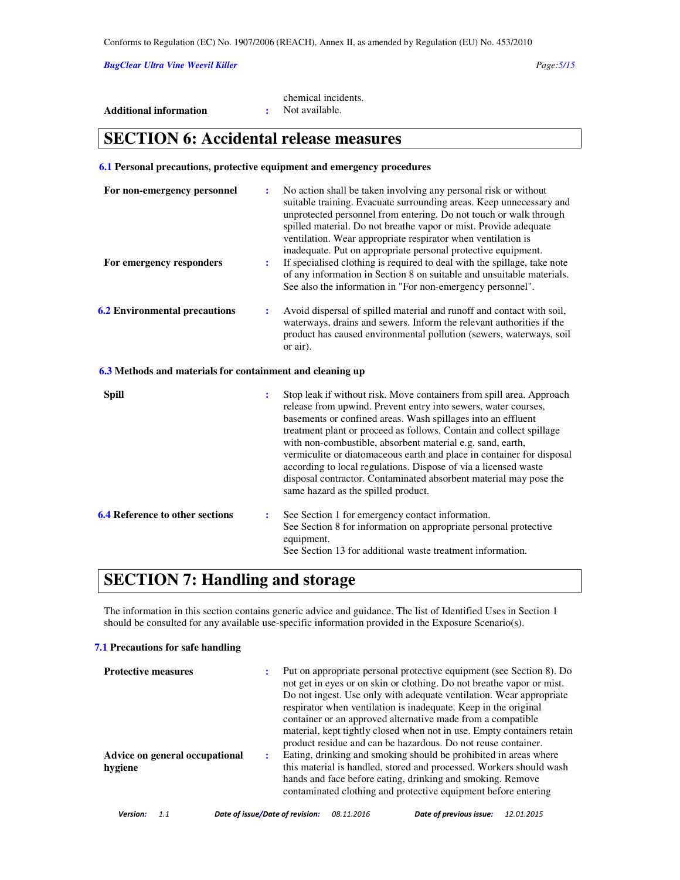chemical incidents.

**Additional information** : Not available.

## SECTION 6: Accidental release measures

### 6.1 Personal precautions, protective equipment and emergency procedures

**For non-emergency personnel** : No action shall be taken involving any personal risk or without suitable training. Evacuate surrounding areas. Keep unnecessary and unprotected personnel from entering. Do not touch or walk through spilled material. Do not breathe vapor or mist. Provide adequate ventilation. Wear appropriate respirator when ventilation is inadequate. Put on appropriate personal protective equipment.

**For emergency responders** : If specialised clothing is required to deal with the spillage, take note of any information in Section 8 on suitable and unsuitable materials. See also the information in "For non-emergency personnel".

**6.2 Environmental precautions** : Avoid dispersal of spilled material and runoff and contact with soil, waterways, drains and sewers. Inform the relevant authorities if the product has caused environmental pollution (sewers, waterways, soil or air).

### 6.3 Methods and materials for containment and cleaning up

**Spill** : Stop leak if without risk. Move containers from spill area. Approach release from upwind. Prevent entry into sewers, water courses, basements or confined areas. Wash spillages into an effluent treatment plant or proceed as follows. Contain and collect spillage with non-combustible, absorbent material e.g. sand, earth, vermiculite or diatomaceous earth and place in container for disposal according to local regulations. Dispose of via a licensed waste disposal contractor. Contaminated absorbent material may pose the same hazard as the spilled product.

**6.4 Reference to other sections** : See Section 1 for emergency contact information.
See Section 8 for information on appropriate personal protective equipment.
See Section 13 for additional waste treatment information.

## SECTION 7: Handling and storage

The information in this section contains generic advice and guidance. The list of Identified Uses in Section 1 should be consulted for any available use-specific information provided in the Exposure Scenario(s).

### 7.1 Precautions for safe handling

**Protective measures** : Put on appropriate personal protective equipment (see Section 8). Do not get in eyes or on skin or clothing. Do not breathe vapor or mist. Do not ingest. Use only with adequate ventilation. Wear appropriate respirator when ventilation is inadequate. Keep in the original container or an approved alternative made from a compatible material, kept tightly closed when not in use. Empty containers retain product residue and can be hazardous. Do not reuse container.

**Advice on general occupational hygiene** : Eating, drinking and smoking should be prohibited in areas where this material is handled, stored and processed. Workers should wash hands and face before eating, drinking and smoking. Remove contaminated clothing and protective equipment before entering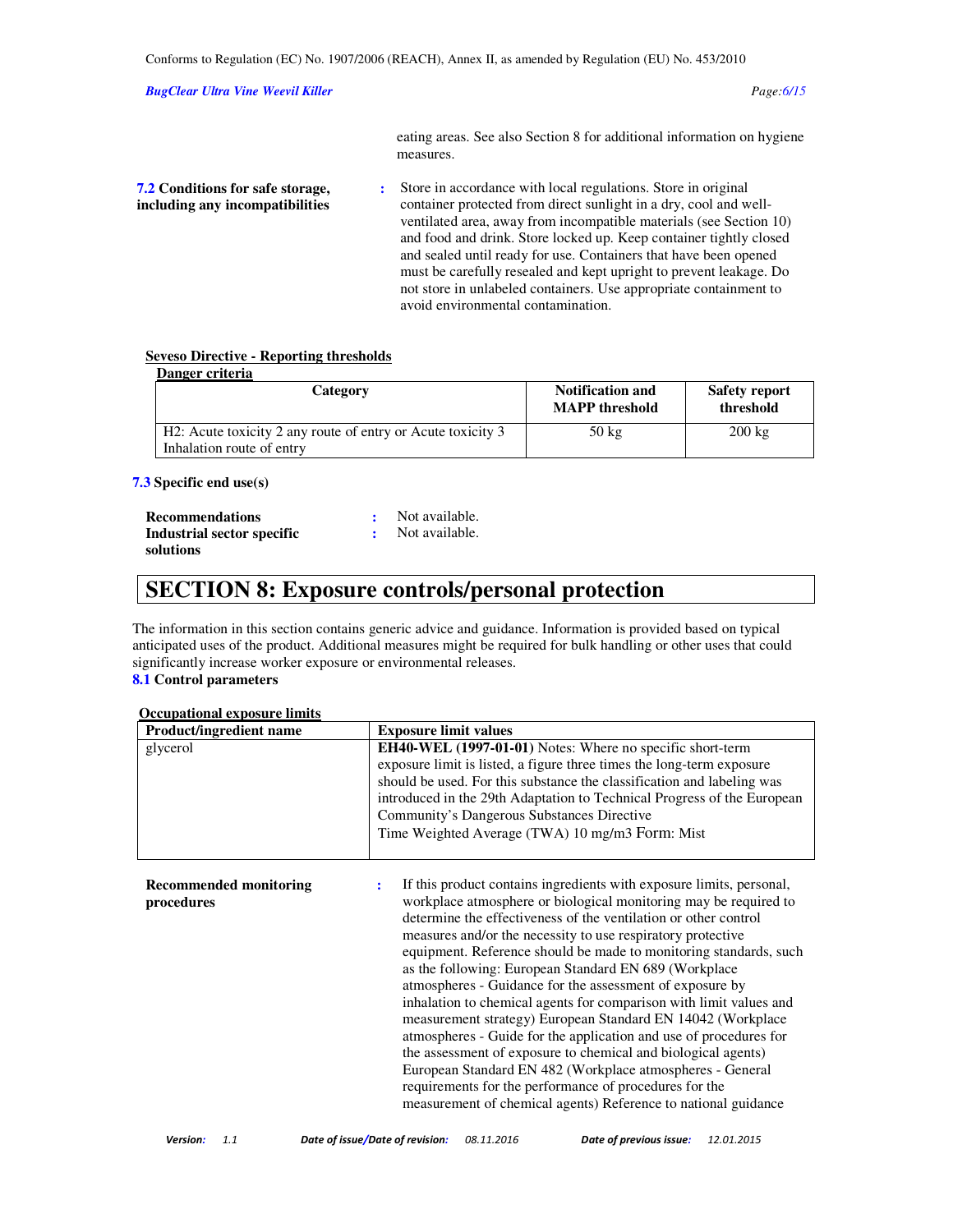eating areas. See also Section 8 for additional information on hygiene measures.

**7.2 Conditions for safe storage, including any incompatibilities** : Store in accordance with local regulations. Store in original container protected from direct sunlight in a dry, cool and well-ventilated area, away from incompatible materials (see Section 10) and food and drink. Store locked up. Keep container tightly closed and sealed until ready for use. Containers that have been opened must be carefully resealed and kept upright to prevent leakage. Do not store in unlabeled containers. Use appropriate containment to avoid environmental contamination.

**Seveso Directive - Reporting thresholds**

**Danger criteria**

| Category | Notification and MAPP threshold | Safety report threshold |
|---|---|---|
| H2: Acute toxicity 2 any route of entry or Acute toxicity 3 Inhalation route of entry | 50 kg | 200 kg |

**7.3 Specific end use(s)**

**Recommendations** : Not available.

**Industrial sector specific solutions** : Not available.

# SECTION 8: Exposure controls/personal protection

The information in this section contains generic advice and guidance. Information is provided based on typical anticipated uses of the product. Additional measures might be required for bulk handling or other uses that could significantly increase worker exposure or environmental releases.

**8.1 Control parameters**

**Occupational exposure limits**

| Product/ingredient name | Exposure limit values |
|---|---|
| glycerol | **EH40-WEL (1997-01-01)** Notes: Where no specific short-term exposure limit is listed, a figure three times the long-term exposure should be used. For this substance the classification and labeling was introduced in the 29th Adaptation to Technical Progress of the European Community's Dangerous Substances Directive<br>Time Weighted Average (TWA) 10 mg/m3 Form: Mist |

**Recommended monitoring procedures** : If this product contains ingredients with exposure limits, personal, workplace atmosphere or biological monitoring may be required to determine the effectiveness of the ventilation or other control measures and/or the necessity to use respiratory protective equipment. Reference should be made to monitoring standards, such as the following: European Standard EN 689 (Workplace atmospheres - Guidance for the assessment of exposure by inhalation to chemical agents for comparison with limit values and measurement strategy) European Standard EN 14042 (Workplace atmospheres - Guide for the application and use of procedures for the assessment of exposure to chemical and biological agents) European Standard EN 482 (Workplace atmospheres - General requirements for the performance of procedures for the measurement of chemical agents) Reference to national guidance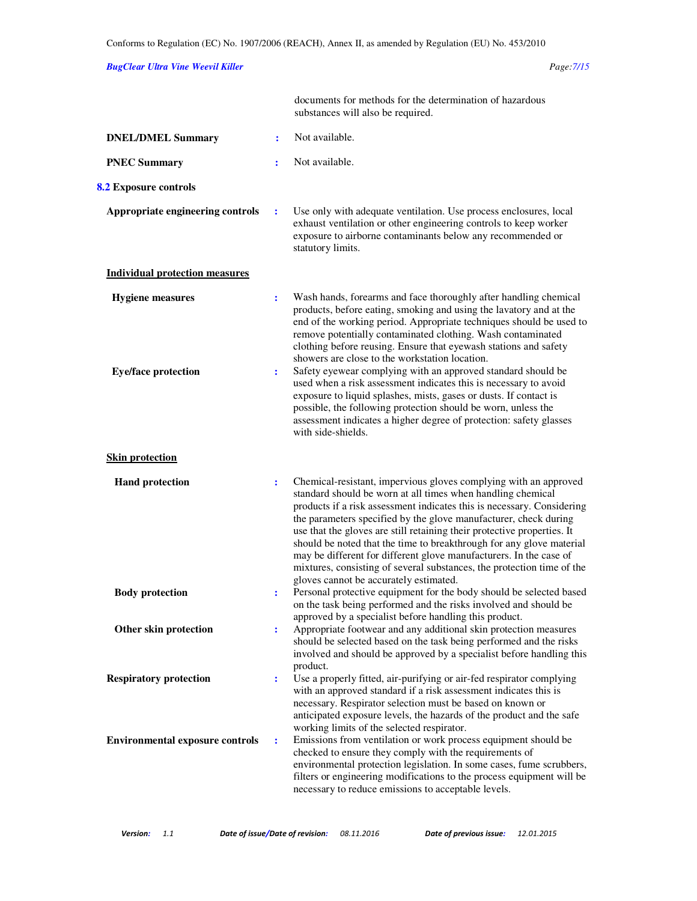documents for methods for the determination of hazardous substances will also be required.

**DNEL/DMEL Summary** : Not available.

**PNEC Summary** : Not available.

## 8.2 Exposure controls

**Appropriate engineering controls** : Use only with adequate ventilation. Use process enclosures, local exhaust ventilation or other engineering controls to keep worker exposure to airborne contaminants below any recommended or statutory limits.

### Individual protection measures

**Hygiene measures** : Wash hands, forearms and face thoroughly after handling chemical products, before eating, smoking and using the lavatory and at the end of the working period. Appropriate techniques should be used to remove potentially contaminated clothing. Wash contaminated clothing before reusing. Ensure that eyewash stations and safety showers are close to the workstation location.

**Eye/face protection** : Safety eyewear complying with an approved standard should be used when a risk assessment indicates this is necessary to avoid exposure to liquid splashes, mists, gases or dusts. If contact is possible, the following protection should be worn, unless the assessment indicates a higher degree of protection: safety glasses with side-shields.

### Skin protection

**Hand protection** : Chemical-resistant, impervious gloves complying with an approved standard should be worn at all times when handling chemical products if a risk assessment indicates this is necessary. Considering the parameters specified by the glove manufacturer, check during use that the gloves are still retaining their protective properties. It should be noted that the time to breakthrough for any glove material may be different for different glove manufacturers. In the case of mixtures, consisting of several substances, the protection time of the gloves cannot be accurately estimated.

**Body protection** : Personal protective equipment for the body should be selected based on the task being performed and the risks involved and should be approved by a specialist before handling this product.

**Other skin protection** : Appropriate footwear and any additional skin protection measures should be selected based on the task being performed and the risks involved and should be approved by a specialist before handling this product.

**Respiratory protection** : Use a properly fitted, air-purifying or air-fed respirator complying with an approved standard if a risk assessment indicates this is necessary. Respirator selection must be based on known or anticipated exposure levels, the hazards of the product and the safe working limits of the selected respirator.

**Environmental exposure controls** : Emissions from ventilation or work process equipment should be checked to ensure they comply with the requirements of environmental protection legislation. In some cases, fume scrubbers, filters or engineering modifications to the process equipment will be necessary to reduce emissions to acceptable levels.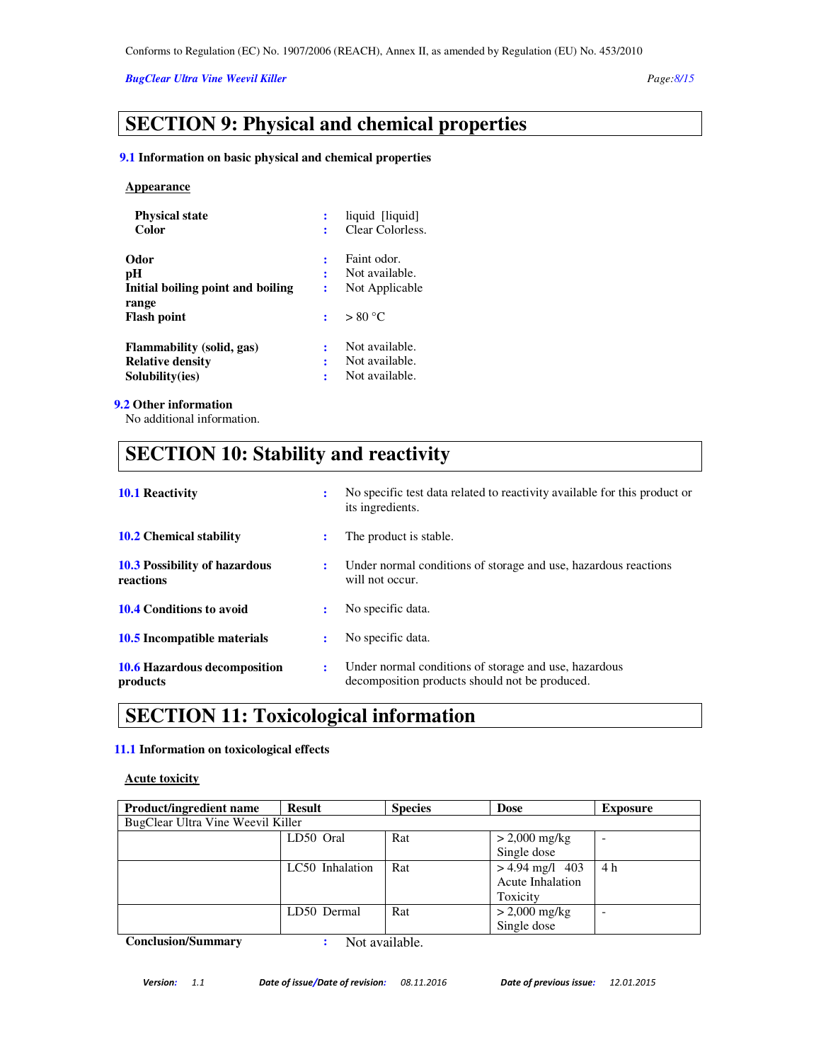## SECTION 9: Physical and chemical properties

**9.1 Information on basic physical and chemical properties**

**Appearance**

**Physical state** : liquid [liquid]
**Color** : Clear Colorless.

**Odor** : Faint odor.
**pH** : Not available.
**Initial boiling point and boiling range** : Not Applicable
**Flash point** : > 80 °C

**Flammability (solid, gas)** : Not available.
**Relative density** : Not available.
**Solubility(ies)** : Not available.

**9.2 Other information**

No additional information.

## SECTION 10: Stability and reactivity

**10.1 Reactivity** : No specific test data related to reactivity available for this product or its ingredients.

**10.2 Chemical stability** : The product is stable.

**10.3 Possibility of hazardous reactions** : Under normal conditions of storage and use, hazardous reactions will not occur.

**10.4 Conditions to avoid** : No specific data.

**10.5 Incompatible materials** : No specific data.

**10.6 Hazardous decomposition products** : Under normal conditions of storage and use, hazardous decomposition products should not be produced.

## SECTION 11: Toxicological information

**11.1 Information on toxicological effects**

**Acute toxicity**

| Product/ingredient name | Result | Species | Dose | Exposure |
|---|---|---|---|---|
| BugClear Ultra Vine Weevil Killer | | | | |
| | LD50 Oral | Rat | > 2,000 mg/kg Single dose | - |
| | LC50 Inhalation | Rat | > 4.94 mg/l 403 Acute Inhalation Toxicity | 4 h |
| | LD50 Dermal | Rat | > 2,000 mg/kg Single dose | - |

**Conclusion/Summary** : Not available.

*Version:* 1.1 *Date of issue/Date of revision:* 08.11.2016 *Date of previous issue:* 12.01.2015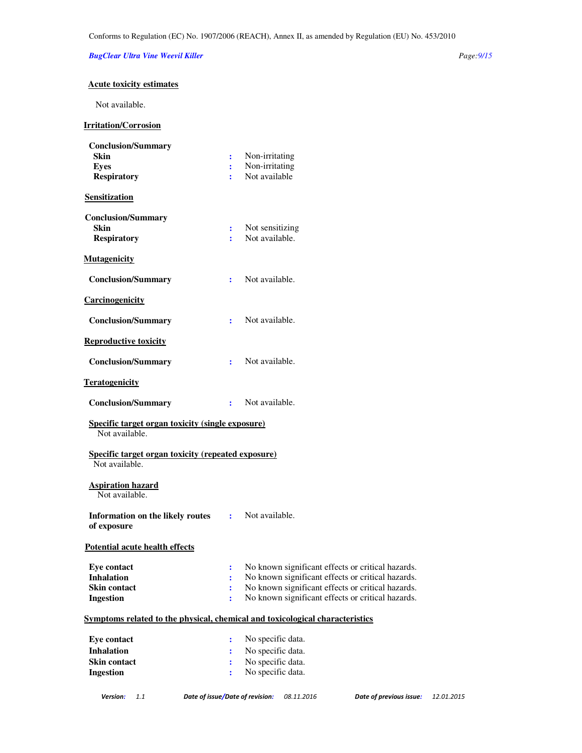**Acute toxicity estimates**

Not available.

**Irritation/Corrosion**

**Conclusion/Summary**

| | | |
|---|---|---|
| **Skin** | : | Non-irritating |
| **Eyes** | : | Non-irritating |
| **Respiratory** | : | Not available |

**Sensitization**

**Conclusion/Summary**

| | | |
|---|---|---|
| **Skin** | : | Not sensitizing |
| **Respiratory** | : | Not available. |

**Mutagenicity**

**Conclusion/Summary** : Not available.

**Carcinogenicity**

**Conclusion/Summary** : Not available.

**Reproductive toxicity**

**Conclusion/Summary** : Not available.

**Teratogenicity**

**Conclusion/Summary** : Not available.

**Specific target organ toxicity (single exposure)**

Not available.

**Specific target organ toxicity (repeated exposure)**

Not available.

**Aspiration hazard**

Not available.

**Information on the likely routes of exposure** : Not available.

**Potential acute health effects**

| | | |
|---|---|---|
| **Eye contact** | : | No known significant effects or critical hazards. |
| **Inhalation** | : | No known significant effects or critical hazards. |
| **Skin contact** | : | No known significant effects or critical hazards. |
| **Ingestion** | : | No known significant effects or critical hazards. |

**Symptoms related to the physical, chemical and toxicological characteristics**

| | | |
|---|---|---|
| **Eye contact** | : | No specific data. |
| **Inhalation** | : | No specific data. |
| **Skin contact** | : | No specific data. |
| **Ingestion** | : | No specific data. |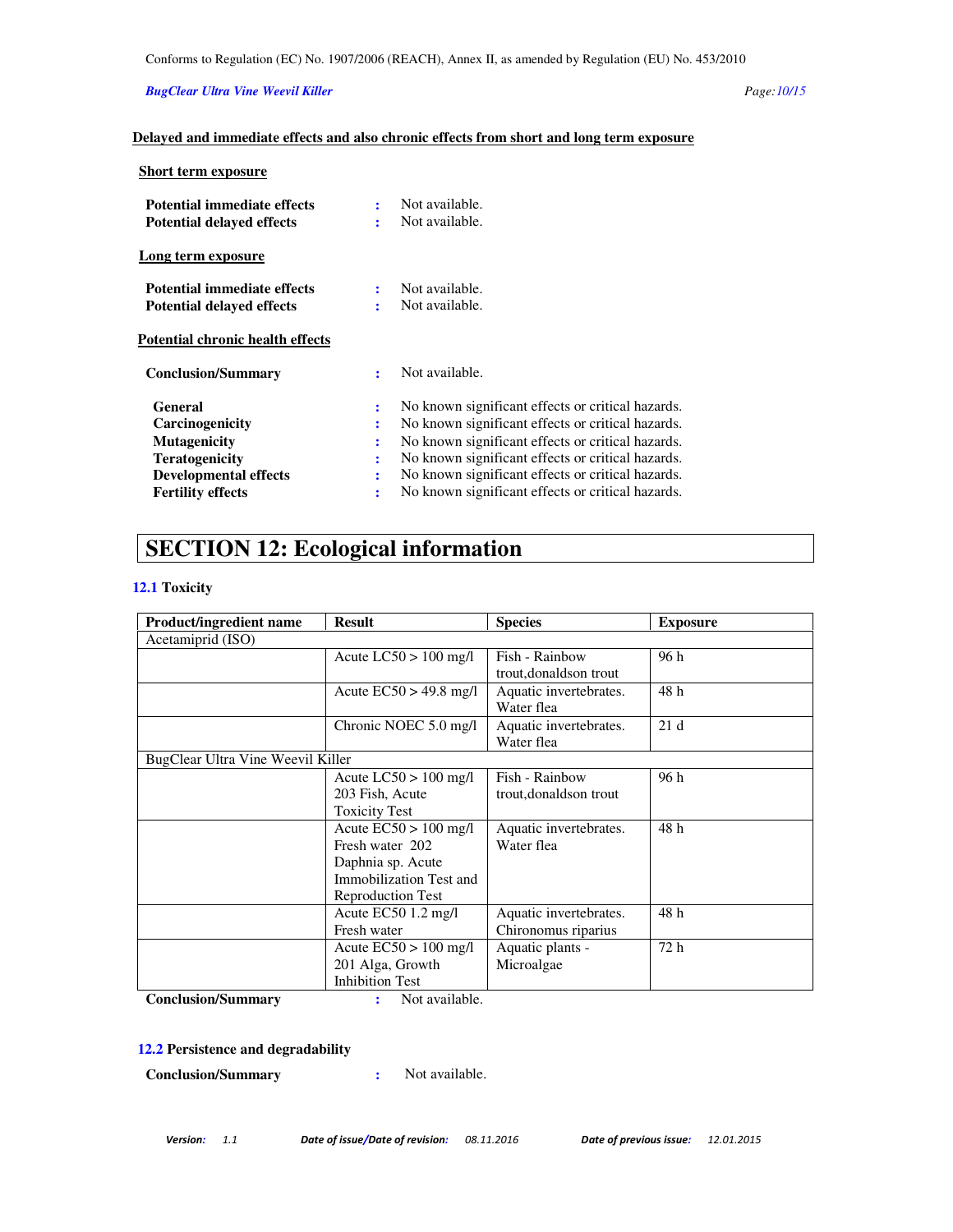**Delayed and immediate effects and also chronic effects from short and long term exposure**

**Short term exposure**

**Potential immediate effects** : Not available.
**Potential delayed effects** : Not available.

**Long term exposure**

**Potential immediate effects** : Not available.
**Potential delayed effects** : Not available.

**Potential chronic health effects**

**Conclusion/Summary** : Not available.

**General** : No known significant effects or critical hazards.
**Carcinogenicity** : No known significant effects or critical hazards.
**Mutagenicity** : No known significant effects or critical hazards.
**Teratogenicity** : No known significant effects or critical hazards.
**Developmental effects** : No known significant effects or critical hazards.
**Fertility effects** : No known significant effects or critical hazards.

# SECTION 12: Ecological information

## 12.1 Toxicity

| Product/ingredient name | Result | Species | Exposure |
|---|---|---|---|
| Acetamiprid (ISO) | | | |
| | Acute LC50 > 100 mg/l | Fish - Rainbow trout,donaldson trout | 96 h |
| | Acute EC50 > 49.8 mg/l | Aquatic invertebrates. Water flea | 48 h |
| | Chronic NOEC 5.0 mg/l | Aquatic invertebrates. Water flea | 21 d |
| BugClear Ultra Vine Weevil Killer | | | |
| | Acute LC50 > 100 mg/l 203 Fish, Acute Toxicity Test | Fish - Rainbow trout,donaldson trout | 96 h |
| | Acute EC50 > 100 mg/l Fresh water 202 Daphnia sp. Acute Immobilization Test and Reproduction Test | Aquatic invertebrates. Water flea | 48 h |
| | Acute EC50 1.2 mg/l Fresh water | Aquatic invertebrates. Chironomus riparius | 48 h |
| | Acute EC50 > 100 mg/l 201 Alga, Growth Inhibition Test | Aquatic plants - Microalgae | 72 h |

**Conclusion/Summary** : Not available.

## 12.2 Persistence and degradability

**Conclusion/Summary** : Not available.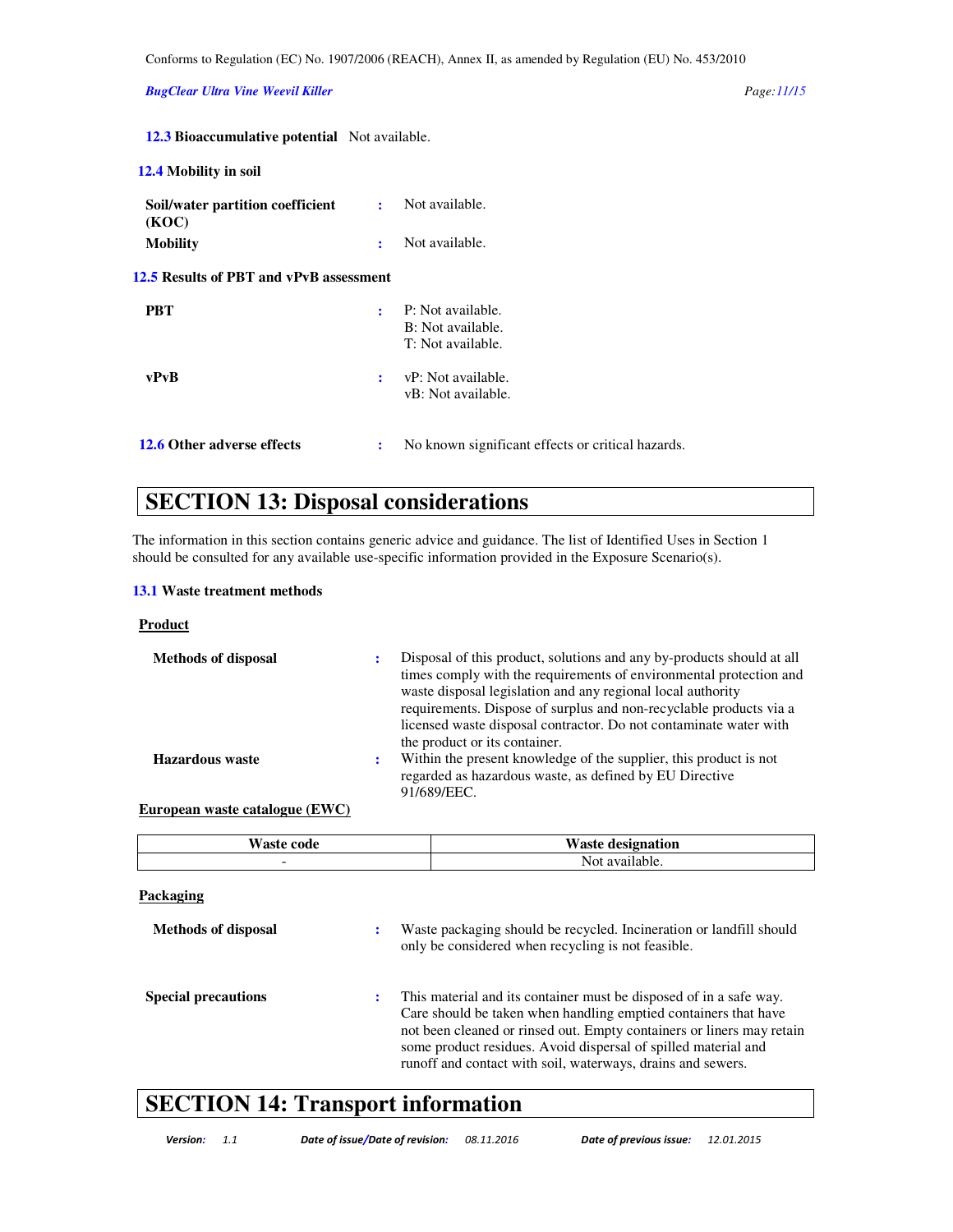**12.3 Bioaccumulative potential** Not available.

**12.4 Mobility in soil**

**Soil/water partition coefficient (KOC)** : Not available.

**Mobility** : Not available.

**12.5 Results of PBT and vPvB assessment**

**PBT** : P: Not available.
B: Not available.
T: Not available.

**vPvB** : vP: Not available.
vB: Not available.

**12.6 Other adverse effects** : No known significant effects or critical hazards.

## SECTION 13: Disposal considerations

The information in this section contains generic advice and guidance. The list of Identified Uses in Section 1 should be consulted for any available use-specific information provided in the Exposure Scenario(s).

**13.1 Waste treatment methods**

**Product**

**Methods of disposal** : Disposal of this product, solutions and any by-products should at all times comply with the requirements of environmental protection and waste disposal legislation and any regional local authority requirements. Dispose of surplus and non-recyclable products via a licensed waste disposal contractor. Do not contaminate water with the product or its container.

**Hazardous waste** : Within the present knowledge of the supplier, this product is not regarded as hazardous waste, as defined by EU Directive 91/689/EEC.

**European waste catalogue (EWC)**

| Waste code | Waste designation |
|---|---|
| - | Not available. |

**Packaging**

**Methods of disposal** : Waste packaging should be recycled. Incineration or landfill should only be considered when recycling is not feasible.

**Special precautions** : This material and its container must be disposed of in a safe way. Care should be taken when handling emptied containers that have not been cleaned or rinsed out. Empty containers or liners may retain some product residues. Avoid dispersal of spilled material and runoff and contact with soil, waterways, drains and sewers.

## SECTION 14: Transport information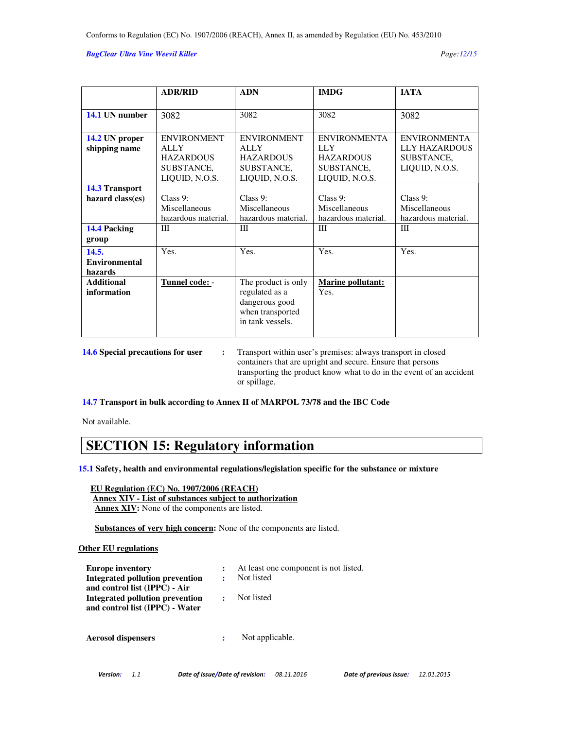| | ADR/RID | ADN | IMDG | IATA |
|---|---|---|---|---|
| **14.1 UN number** | 3082 | 3082 | 3082 | 3082 |
| **14.2 UN proper shipping name** | ENVIRONMENTALLY HAZARDOUS SUBSTANCE, LIQUID, N.O.S. | ENVIRONMENTALLY HAZARDOUS SUBSTANCE, LIQUID, N.O.S. | ENVIRONMENTALLY HAZARDOUS SUBSTANCE, LIQUID, N.O.S. | ENVIRONMENTALLY HAZARDOUS SUBSTANCE, LIQUID, N.O.S. |
| **14.3 Transport hazard class(es)** | Class 9: Miscellaneous hazardous material. | Class 9: Miscellaneous hazardous material. | Class 9: Miscellaneous hazardous material. | Class 9: Miscellaneous hazardous material. |
| **14.4 Packing group** | III | III | III | III |
| **14.5. Environmental hazards** | Yes. | Yes. | Yes. | Yes. |
| **Additional information** | **Tunnel code:** - | The product is only regulated as a dangerous good when transported in tank vessels. | **Marine pollutant:** Yes. | |

**14.6 Special precautions for user** : Transport within user's premises: always transport in closed containers that are upright and secure. Ensure that persons transporting the product know what to do in the event of an accident or spillage.

**14.7 Transport in bulk according to Annex II of MARPOL 73/78 and the IBC Code**

Not available.

# SECTION 15: Regulatory information

**15.1 Safety, health and environmental regulations/legislation specific for the substance or mixture**

**EU Regulation (EC) No. 1907/2006 (REACH)**
**Annex XIV - List of substances subject to authorization**
**Annex XIV**: None of the components are listed.

**Substances of very high concern**: None of the components are listed.

**Other EU regulations**

**Europe inventory** : At least one component is not listed.
**Integrated pollution prevention and control list (IPPC) - Air** : Not listed
**Integrated pollution prevention and control list (IPPC) - Water** : Not listed

**Aerosol dispensers** : Not applicable.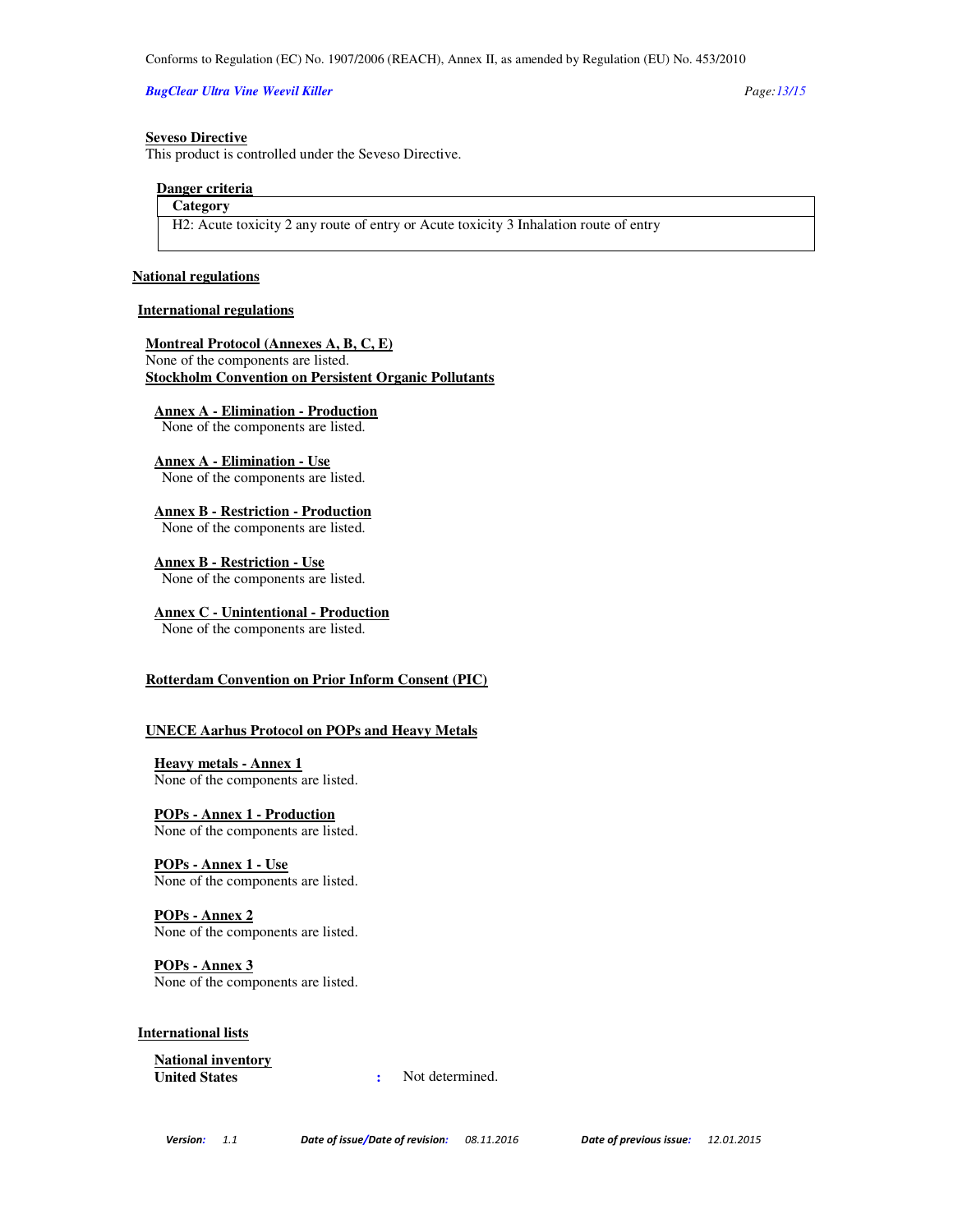**Seveso Directive**

This product is controlled under the Seveso Directive.

**Danger criteria**

| Category |
| --- |
| H2: Acute toxicity 2 any route of entry or Acute toxicity 3 Inhalation route of entry |

**National regulations**

**International regulations**

**Montreal Protocol (Annexes A, B, C, E)**

None of the components are listed.

**Stockholm Convention on Persistent Organic Pollutants**

**Annex A - Elimination - Production**

None of the components are listed.

**Annex A - Elimination - Use**

None of the components are listed.

**Annex B - Restriction - Production**

None of the components are listed.

**Annex B - Restriction - Use**

None of the components are listed.

**Annex C - Unintentional - Production**

None of the components are listed.

**Rotterdam Convention on Prior Inform Consent (PIC)**

**UNECE Aarhus Protocol on POPs and Heavy Metals**

**Heavy metals - Annex 1**

None of the components are listed.

**POPs - Annex 1 - Production**

None of the components are listed.

**POPs - Annex 1 - Use**

None of the components are listed.

**POPs - Annex 2**

None of the components are listed.

**POPs - Annex 3**

None of the components are listed.

**International lists**

**National inventory**

**United States** : Not determined.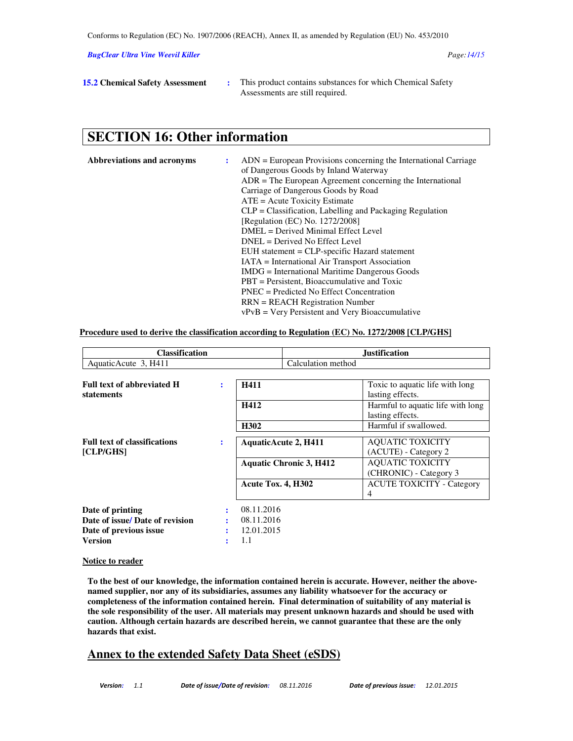**15.2 Chemical Safety Assessment** : This product contains substances for which Chemical Safety Assessments are still required.

## SECTION 16: Other information

**Abbreviations and acronyms** :

ADN = European Provisions concerning the International Carriage of Dangerous Goods by Inland Waterway
ADR = The European Agreement concerning the International Carriage of Dangerous Goods by Road
ATE = Acute Toxicity Estimate
CLP = Classification, Labelling and Packaging Regulation [Regulation (EC) No. 1272/2008]
DMEL = Derived Minimal Effect Level
DNEL = Derived No Effect Level
EUH statement = CLP-specific Hazard statement
IATA = International Air Transport Association
IMDG = International Maritime Dangerous Goods
PBT = Persistent, Bioaccumulative and Toxic
PNEC = Predicted No Effect Concentration
RRN = REACH Registration Number
vPvB = Very Persistent and Very Bioaccumulative

**Procedure used to derive the classification according to Regulation (EC) No. 1272/2008 [CLP/GHS]**

| Classification | Justification |
|---|---|
| AquaticAcute 3, H411 | Calculation method |

**Full text of abbreviated H statements** :

| | |
|---|---|
| **H411** | Toxic to aquatic life with long lasting effects. |
| **H412** | Harmful to aquatic life with long lasting effects. |
| **H302** | Harmful if swallowed. |

**Full text of classifications [CLP/GHS]** :

| | |
|---|---|
| **AquaticAcute 2, H411** | AQUATIC TOXICITY (ACUTE) - Category 2 |
| **Aquatic Chronic 3, H412** | AQUATIC TOXICITY (CHRONIC) - Category 3 |
| **Acute Tox. 4, H302** | ACUTE TOXICITY - Category 4 |

**Date of printing** : 08.11.2016
**Date of issue/ Date of revision** : 08.11.2016
**Date of previous issue** : 12.01.2015
**Version** : 1.1

**Notice to reader**

**To the best of our knowledge, the information contained herein is accurate. However, neither the above-named supplier, nor any of its subsidiaries, assumes any liability whatsoever for the accuracy or completeness of the information contained herein. Final determination of suitability of any material is the sole responsibility of the user. All materials may present unknown hazards and should be used with caution. Although certain hazards are described herein, we cannot guarantee that these are the only hazards that exist.**

## Annex to the extended Safety Data Sheet (eSDS)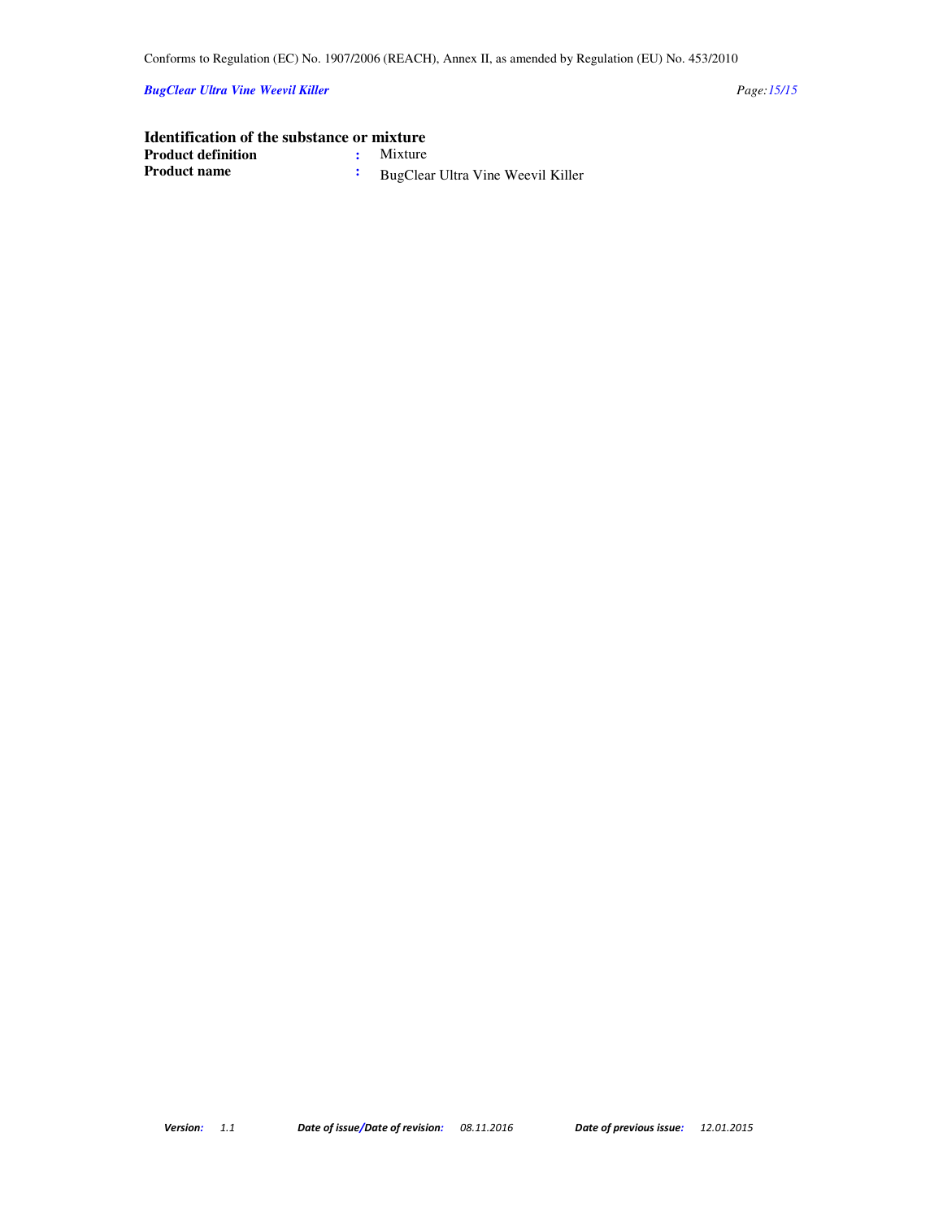## Identification of the substance or mixture

**Product definition** : Mixture

**Product name** : BugClear Ultra Vine Weevil Killer